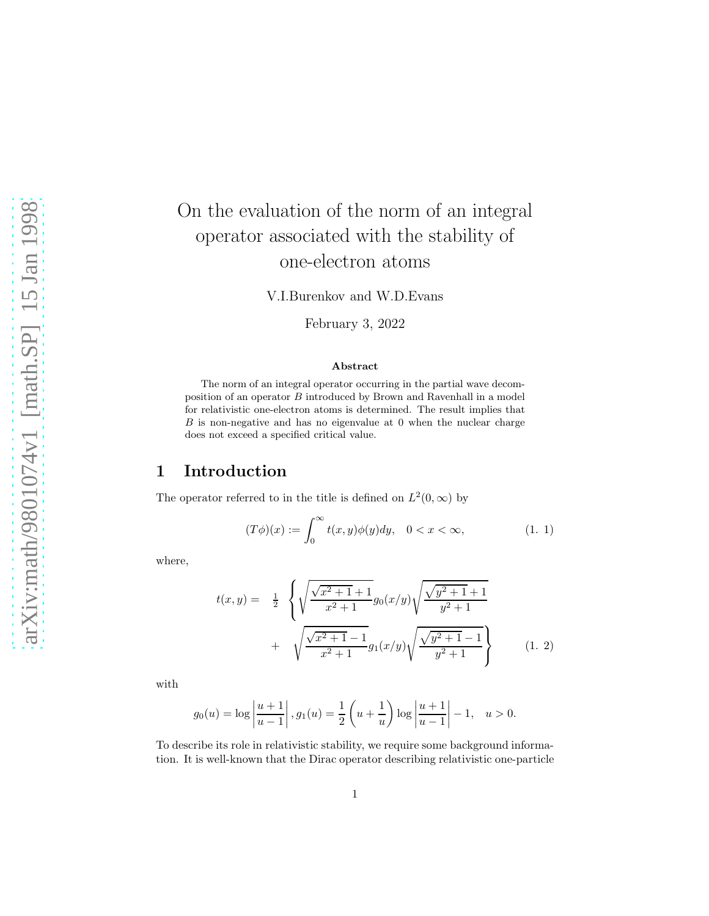# On the evaluation of the norm of an integral operator associated with the stability of one-electron atoms

V.I.Burenkov and W.D.Evans

February 3, 2022

### Abstract

The norm of an integral operator occurring in the partial wave decomposition of an operator $B$ introduced by Brown and Ravenhall in a model for relativistic one-electron atoms is determined. The result implies that $B$ is non-negative and has no eigenvalue at 0 when the nuclear charge does not exceed a specified critical value.

## 1 Introduction

The operator referred to in the title is defined on $L^2(0,\infty)$ by

$$(T\phi)(x) := \int_0^\infty t(x,y)\phi(y)dy, \quad 0 < x < \infty, \tag{1. 1}$$

where,

$$\begin{aligned} t(x,y) = \quad & \tfrac{1}{2} \left\{ \sqrt{\frac{\sqrt{x^2+1}+1}{x^2+1}} g_0(x/y) \sqrt{\frac{\sqrt{y^2+1}+1}{y^2+1}} \right. \\ & + \left. \sqrt{\frac{\sqrt{x^2+1}-1}{x^2+1}} g_1(x/y) \sqrt{\frac{\sqrt{y^2+1}-1}{y^2+1}} \right\} \end{aligned} \tag{1. 2}$$

with

$$g_0(u) = \log\left|\frac{u+1}{u-1}\right|, g_1(u) = \frac{1}{2}\left(u+\frac{1}{u}\right)\log\left|\frac{u+1}{u-1}\right| - 1, \quad u > 0.$$

To describe its role in relativistic stability, we require some background information. It is well-known that the Dirac operator describing relativistic one-particle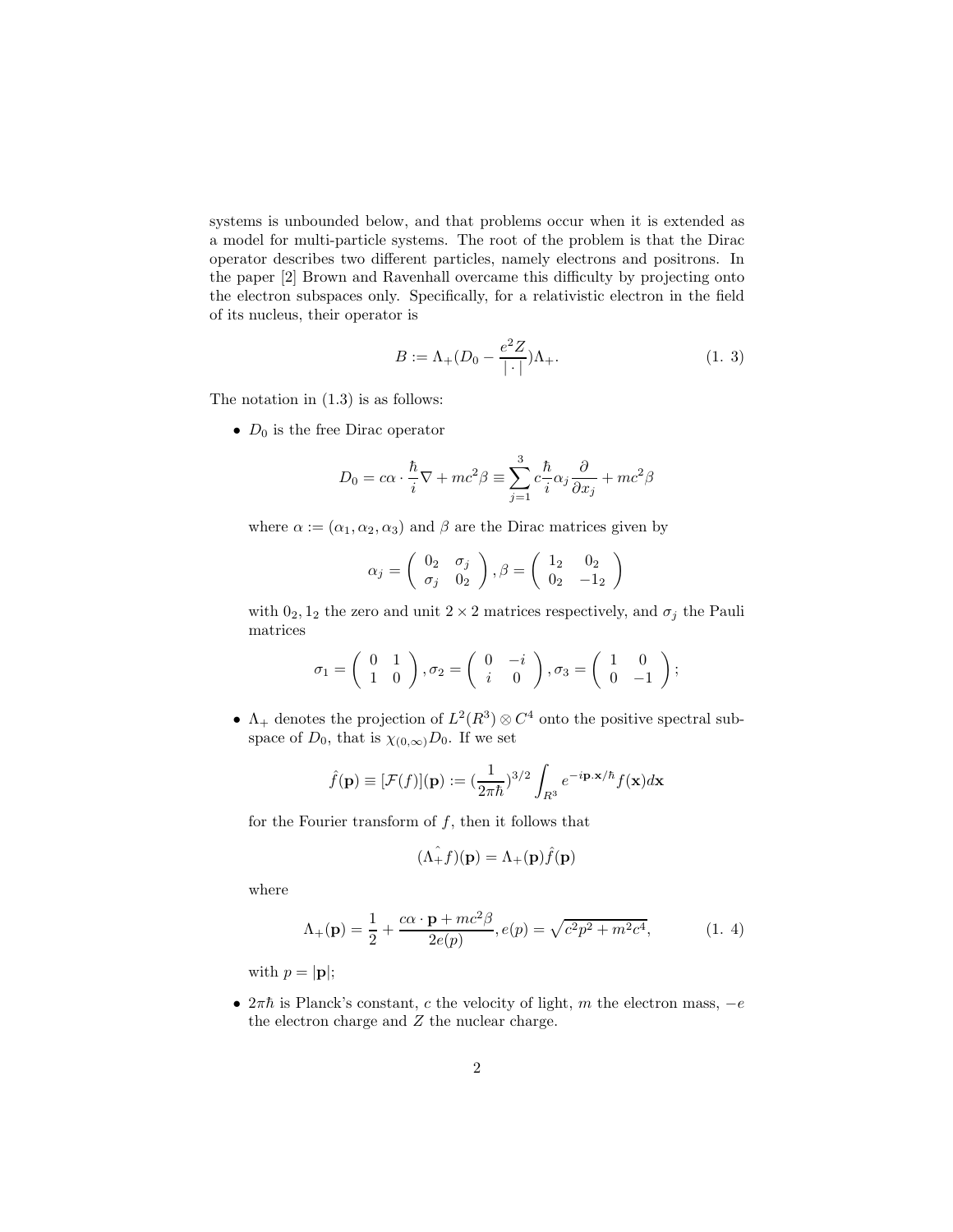systems is unbounded below, and that problems occur when it is extended as a model for multi-particle systems. The root of the problem is that the Dirac operator describes two different particles, namely electrons and positrons. In the paper [2] Brown and Ravenhall overcame this difficulty by projecting onto the electron subspaces only. Specifically, for a relativistic electron in the field of its nucleus, their operator is

$$B := \Lambda_+(D_0 - \frac{e^2 Z}{|\cdot|})\Lambda_+. \tag{1. 3}$$

The notation in (1.3) is as follows:

- $D_0$ is the free Dirac operator

$$D_0 = c\alpha \cdot \frac{\hbar}{i}\nabla + mc^2\beta \equiv \sum_{j=1}^{3} c\frac{\hbar}{i}\alpha_j \frac{\partial}{\partial x_j} + mc^2\beta$$

  where $\alpha := (\alpha_1, \alpha_2, \alpha_3)$ and $\beta$ are the Dirac matrices given by

$$\alpha_j = \begin{pmatrix} 0_2 & \sigma_j \\ \sigma_j & 0_2 \end{pmatrix}, \beta = \begin{pmatrix} 1_2 & 0_2 \\ 0_2 & -1_2 \end{pmatrix}$$

  with $0_2, 1_2$ the zero and unit $2 \times 2$ matrices respectively, and $\sigma_j$ the Pauli matrices

$$\sigma_1 = \begin{pmatrix} 0 & 1 \\ 1 & 0 \end{pmatrix}, \sigma_2 = \begin{pmatrix} 0 & -i \\ i & 0 \end{pmatrix}, \sigma_3 = \begin{pmatrix} 1 & 0 \\ 0 & -1 \end{pmatrix};$$

- $\Lambda_+$ denotes the projection of $L^2(R^3) \otimes C^4$ onto the positive spectral subspace of $D_0$, that is $\chi_{(0,\infty)}D_0$. If we set

$$\hat{f}(\mathbf{p}) \equiv [\mathcal{F}(f)](\mathbf{p}) := (\frac{1}{2\pi\hbar})^{3/2} \int_{R^3} e^{-i\mathbf{p}.\mathbf{x}/\hbar} f(\mathbf{x}) d\mathbf{x}$$

  for the Fourier transform of $f$, then it follows that

$$(\hat{\Lambda_+ f})(\mathbf{p}) = \Lambda_+(\mathbf{p})\hat{f}(\mathbf{p})$$

  where

$$\Lambda_+(\mathbf{p}) = \frac{1}{2} + \frac{c\alpha \cdot \mathbf{p} + mc^2\beta}{2e(p)}, e(p) = \sqrt{c^2p^2 + m^2c^4}, \tag{1. 4}$$

  with $p = |\mathbf{p}|$;

- $2\pi\hbar$ is Planck's constant, $c$ the velocity of light, $m$ the electron mass, $-e$ the electron charge and $Z$ the nuclear charge.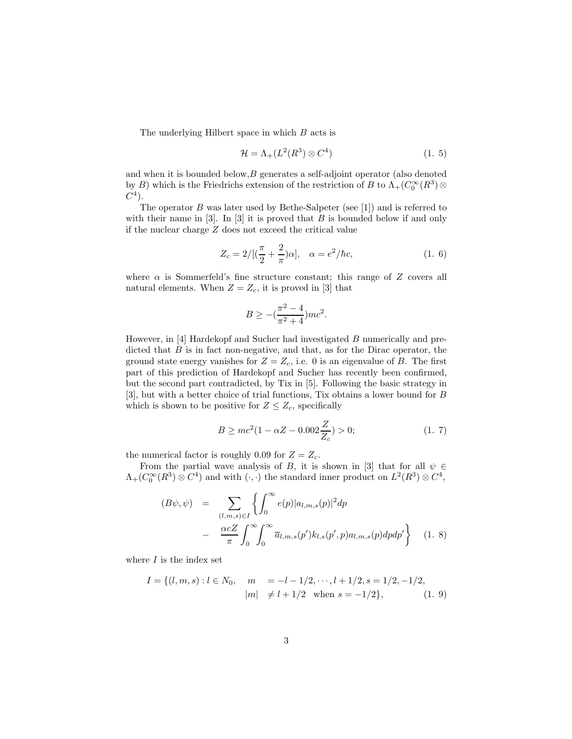The underlying Hilbert space in which $B$ acts is

$$\mathcal{H} = \Lambda_+(L^2(R^3) \otimes C^4) \tag{1. 5}$$

and when it is bounded below,$B$ generates a self-adjoint operator (also denoted by $B$) which is the Friedrichs extension of the restriction of $B$ to $\Lambda_+(C_0^\infty(R^3) \otimes C^4)$.

The operator $B$ was later used by Bethe-Salpeter (see [1]) and is referred to with their name in [3]. In [3] it is proved that $B$ is bounded below if and only if the nuclear charge $Z$ does not exceed the critical value

$$Z_c = 2/[(\frac{\pi}{2} + \frac{2}{\pi})\alpha], \quad \alpha = e^2/\hbar c, \tag{1. 6}$$

where $\alpha$ is Sommerfeld's fine structure constant; this range of $Z$ covers all natural elements. When $Z = Z_c$, it is proved in [3] that

$$B \geq -(\frac{\pi^2 - 4}{\pi^2 + 4})mc^2.$$

However, in [4] Hardekopf and Sucher had investigated $B$ numerically and predicted that $B$ is in fact non-negative, and that, as for the Dirac operator, the ground state energy vanishes for $Z = Z_c$, i.e. 0 is an eigenvalue of $B$. The first part of this prediction of Hardekopf and Sucher has recently been confirmed, but the second part contradicted, by Tix in [5]. Following the basic strategy in [3], but with a better choice of trial functions, Tix obtains a lower bound for $B$ which is shown to be positive for $Z \leq Z_c$, specifically

$$B \geq mc^2(1 - \alpha Z - 0.002\frac{Z}{Z_c}) > 0; \tag{1. 7}$$

the numerical factor is roughly 0.09 for $Z = Z_c$.

From the partial wave analysis of $B$, it is shown in [3] that for all $\psi \in \Lambda_+(C_0^\infty(R^3) \otimes C^4)$ and with $(\cdot, \cdot)$ the standard inner product on $L^2(R^3) \otimes C^4$,

$$\begin{aligned}(B\psi, \psi) &= \sum_{(l,m,s) \in I} \left\{ \int_0^\infty e(p)|a_{l,m,s}(p)|^2 dp \right. \\ &- \left. \frac{\alpha c Z}{\pi} \int_0^\infty \int_0^\infty \overline{a}_{l,m,s}(p') k_{l,s}(p', p) a_{l,m,s}(p) dp dp' \right\}\end{aligned} \tag{1. 8}$$

where $I$ is the index set

$$\begin{aligned}I = \{(l, m, s) : l \in N_0, \quad m &= -l - 1/2, \cdots, l + 1/2, s = 1/2, -1/2, \\ |m| &\neq l + 1/2 \quad \text{when } s = -1/2\},\end{aligned} \tag{1. 9}$$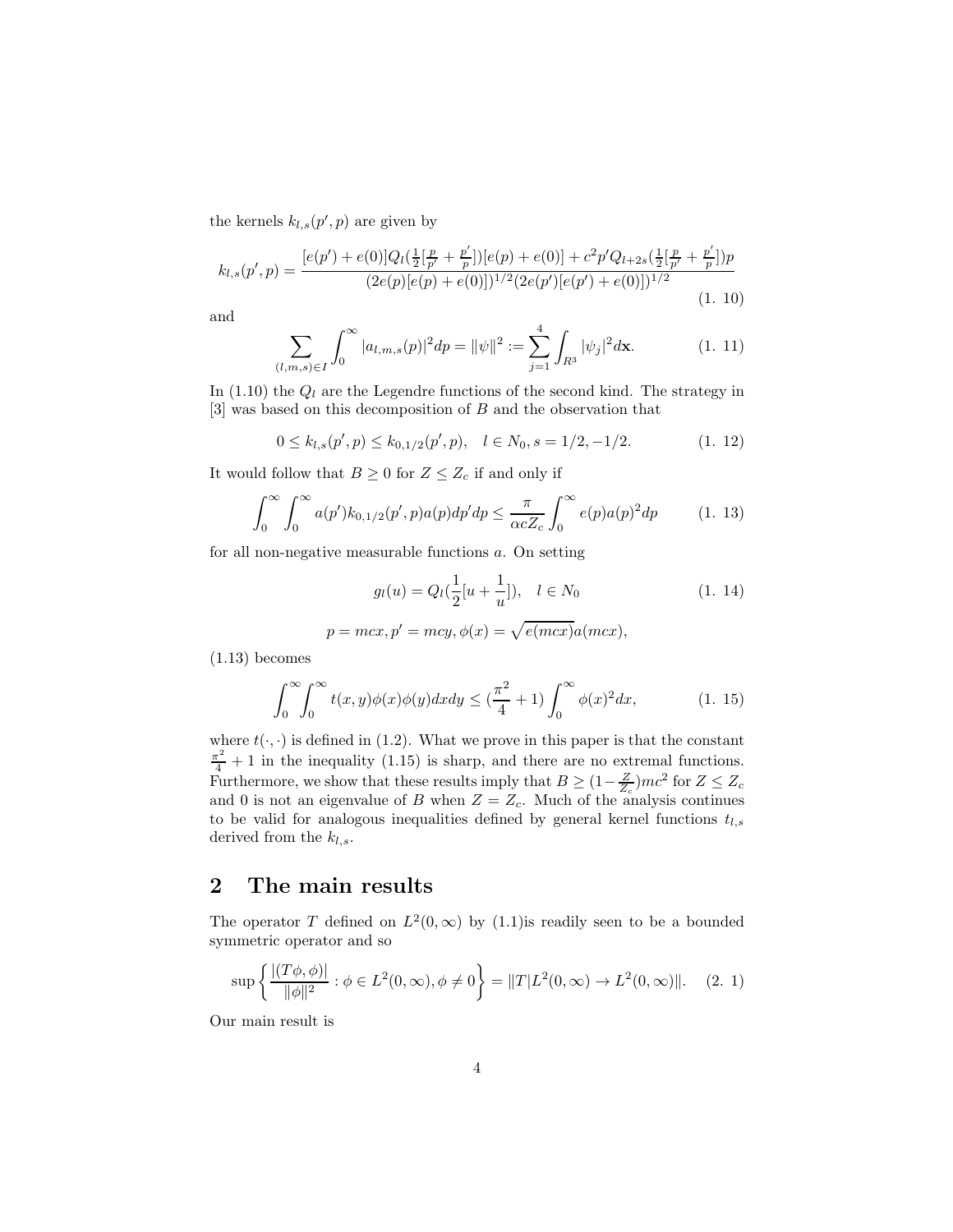the kernels $k_{l,s}(p', p)$ are given by

$$k_{l,s}(p', p) = \frac{[e(p') + e(0)]Q_l(\frac{1}{2}[\frac{p}{p'} + \frac{p'}{p}])[e(p) + e(0)] + c^2 p' Q_{l+2s}(\frac{1}{2}[\frac{p}{p'} + \frac{p'}{p}])p}{(2e(p)[e(p) + e(0)])^{1/2}(2e(p')[e(p') + e(0)])^{1/2}} \tag{1. 10}$$

and

$$\sum_{(l,m,s)\in I} \int_0^\infty |a_{l,m,s}(p)|^2 dp = \|\psi\|^2 := \sum_{j=1}^4 \int_{R^3} |\psi_j|^2 d\mathbf{x}. \tag{1. 11}$$

In (1.10) the $Q_l$ are the Legendre functions of the second kind. The strategy in [3] was based on this decomposition of $B$ and the observation that

$$0 \le k_{l,s}(p', p) \le k_{0,1/2}(p', p), \quad l \in N_0, s = 1/2, -1/2. \tag{1. 12}$$

It would follow that $B \ge 0$ for $Z \le Z_c$ if and only if

$$\int_0^\infty \int_0^\infty a(p') k_{0,1/2}(p', p) a(p) dp' dp \le \frac{\pi}{\alpha c Z_c} \int_0^\infty e(p) a(p)^2 dp \tag{1. 13}$$

for all non-negative measurable functions $a$. On setting

$$g_l(u) = Q_l(\frac{1}{2}[u + \frac{1}{u}]), \quad l \in N_0 \tag{1. 14}$$

$$p = mcx, p' = mcy, \phi(x) = \sqrt{e(mcx)} a(mcx),$$

(1.13) becomes

$$\int_0^\infty \int_0^\infty t(x, y)\phi(x)\phi(y) dx dy \le (\frac{\pi^2}{4} + 1) \int_0^\infty \phi(x)^2 dx, \tag{1. 15}$$

where $t(\cdot, \cdot)$ is defined in (1.2). What we prove in this paper is that the constant $\frac{\pi^2}{4} + 1$ in the inequality (1.15) is sharp, and there are no extremal functions. Furthermore, we show that these results imply that $B \ge (1 - \frac{Z}{Z_c})mc^2$ for $Z \le Z_c$ and 0 is not an eigenvalue of $B$ when $Z = Z_c$. Much of the analysis continues to be valid for analogous inequalities defined by general kernel functions $t_{l,s}$ derived from the $k_{l,s}$.

## 2 The main results

The operator $T$ defined on $L^2(0, \infty)$ by (1.1)is readily seen to be a bounded symmetric operator and so

$$\sup \left\{ \frac{|(T\phi, \phi)|}{\|\phi\|^2} : \phi \in L^2(0, \infty), \phi \ne 0 \right\} = \|T|L^2(0, \infty) \to L^2(0, \infty)\|. \tag{2. 1}$$

Our main result is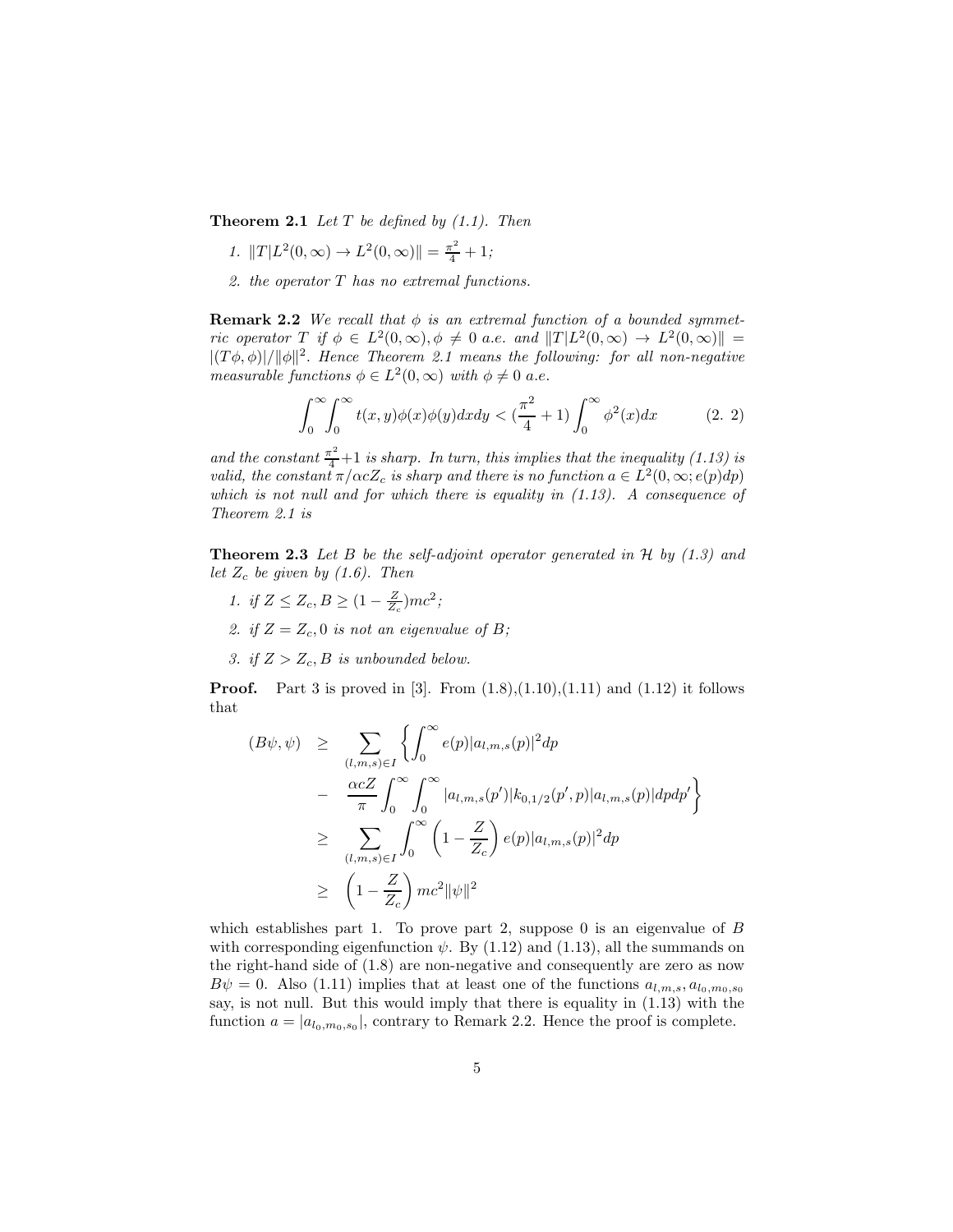**Theorem 2.1** *Let $T$ be defined by (1.1). Then*

1. $\|T|L^2(0,\infty) \to L^2(0,\infty)\| = \frac{\pi^2}{4} + 1$*;*
2. *the operator $T$ has no extremal functions.*

**Remark 2.2** *We recall that $\phi$ is an extremal function of a bounded symmetric operator $T$ if $\phi \in L^2(0,\infty), \phi \neq 0$ a.e. and $\|T|L^2(0,\infty) \to L^2(0,\infty)\| = |(T\phi,\phi)|/\|\phi\|^2$. Hence Theorem 2.1 means the following: for all non-negative measurable functions $\phi \in L^2(0,\infty)$ with $\phi \neq 0$ a.e.*

$$\int_0^\infty \int_0^\infty t(x,y)\phi(x)\phi(y)dxdy < (\frac{\pi^2}{4}+1)\int_0^\infty \phi^2(x)dx \qquad (2.\ 2)$$

*and the constant $\frac{\pi^2}{4}+1$ is sharp. In turn, this implies that the inequality (1.13) is valid, the constant $\pi/\alpha c Z_c$ is sharp and there is no function $a \in L^2(0,\infty; e(p)dp)$ which is not null and for which there is equality in (1.13). A consequence of Theorem 2.1 is*

**Theorem 2.3** *Let $B$ be the self-adjoint operator generated in $\mathcal{H}$ by (1.3) and let $Z_c$ be given by (1.6). Then*

1. *if $Z \leq Z_c, B \geq (1 - \frac{Z}{Z_c})mc^2$;*
2. *if $Z = Z_c, 0$ is not an eigenvalue of $B$;*
3. *if $Z > Z_c, B$ is unbounded below.*

**Proof.** Part 3 is proved in [3]. From (1.8),(1.10),(1.11) and (1.12) it follows that

$$\begin{aligned}
(B\psi,\psi) &\geq \sum_{(l,m,s)\in I} \left\{ \int_0^\infty e(p)|a_{l,m,s}(p)|^2 dp \right. \\
&- \left. \frac{\alpha c Z}{\pi} \int_0^\infty \int_0^\infty |a_{l,m,s}(p')| k_{0,1/2}(p',p) |a_{l,m,s}(p)| dp dp' \right\} \\
&\geq \sum_{(l,m,s)\in I} \int_0^\infty \left(1 - \frac{Z}{Z_c}\right) e(p)|a_{l,m,s}(p)|^2 dp \\
&\geq \left(1 - \frac{Z}{Z_c}\right) mc^2 \|\psi\|^2
\end{aligned}$$

which establishes part 1. To prove part 2, suppose 0 is an eigenvalue of $B$ with corresponding eigenfunction $\psi$. By (1.12) and (1.13), all the summands on the right-hand side of (1.8) are non-negative and consequently are zero as now $B\psi = 0$. Also (1.11) implies that at least one of the functions $a_{l,m,s}, a_{l_0,m_0,s_0}$ say, is not null. But this would imply that there is equality in (1.13) with the function $a = |a_{l_0,m_0,s_0}|$, contrary to Remark 2.2. Hence the proof is complete.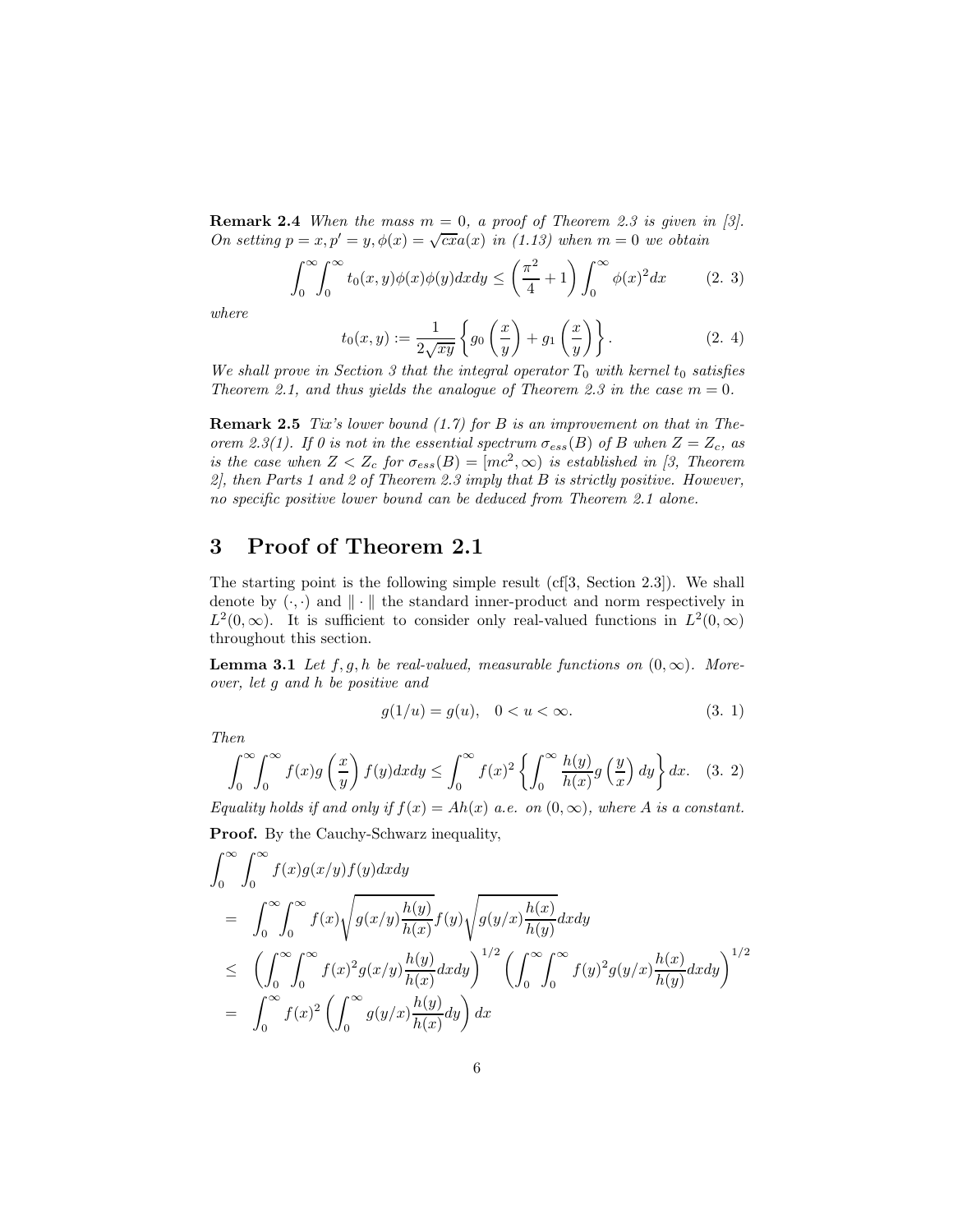**Remark 2.4** *When the mass $m = 0$, a proof of Theorem 2.3 is given in [3]. On setting $p = x, p' = y, \phi(x) = \sqrt{cx}a(x)$ in (1.13) when $m = 0$ we obtain*

$$\int_0^\infty\int_0^\infty t_0(x,y)\phi(x)\phi(y)dxdy \leq \left(\frac{\pi^2}{4} + 1\right)\int_0^\infty \phi(x)^2 dx \qquad (2.\ 3)$$

*where*

$$t_0(x,y) := \frac{1}{2\sqrt{xy}}\left\{g_0\left(\frac{x}{y}\right) + g_1\left(\frac{x}{y}\right)\right\}. \qquad (2.\ 4)$$

*We shall prove in Section 3 that the integral operator $T_0$ with kernel $t_0$ satisfies Theorem 2.1, and thus yields the analogue of Theorem 2.3 in the case $m = 0$.*

**Remark 2.5** *Tix's lower bound (1.7) for $B$ is an improvement on that in Theorem 2.3(1). If 0 is not in the essential spectrum $\sigma_{ess}(B)$ of $B$ when $Z = Z_c$, as is the case when $Z < Z_c$ for $\sigma_{ess}(B) = [mc^2, \infty)$ is established in [3, Theorem 2], then Parts 1 and 2 of Theorem 2.3 imply that $B$ is strictly positive. However, no specific positive lower bound can be deduced from Theorem 2.1 alone.*

# 3 Proof of Theorem 2.1

The starting point is the following simple result (cf[3, Section 2.3]). We shall denote by $(\cdot,\cdot)$ and $\|\cdot\|$ the standard inner-product and norm respectively in $L^2(0,\infty)$. It is sufficient to consider only real-valued functions in $L^2(0,\infty)$ throughout this section.

**Lemma 3.1** *Let $f, g, h$ be real-valued, measurable functions on $(0,\infty)$. Moreover, let $g$ and $h$ be positive and*

$$g(1/u) = g(u), \quad 0 < u < \infty. \qquad (3.\ 1)$$

*Then*

$$\int_0^\infty\int_0^\infty f(x)g\left(\frac{x}{y}\right)f(y)dxdy \leq \int_0^\infty f(x)^2\left\{\int_0^\infty \frac{h(y)}{h(x)}g\left(\frac{y}{x}\right)dy\right\}dx. \quad (3.\ 2)$$

*Equality holds if and only if $f(x) = Ah(x)$ a.e. on $(0,\infty)$, where $A$ is a constant.*

**Proof.** By the Cauchy-Schwarz inequality,

$$\begin{aligned}
&\int_0^\infty\int_0^\infty f(x)g(x/y)f(y)dxdy \\
&= \int_0^\infty\int_0^\infty f(x)\sqrt{g(x/y)\frac{h(y)}{h(x)}}f(y)\sqrt{g(y/x)\frac{h(x)}{h(y)}}dxdy \\
&\leq \left(\int_0^\infty\int_0^\infty f(x)^2 g(x/y)\frac{h(y)}{h(x)}dxdy\right)^{1/2}\left(\int_0^\infty\int_0^\infty f(y)^2 g(y/x)\frac{h(x)}{h(y)}dxdy\right)^{1/2} \\
&= \int_0^\infty f(x)^2\left(\int_0^\infty g(y/x)\frac{h(y)}{h(x)}dy\right)dx
\end{aligned}$$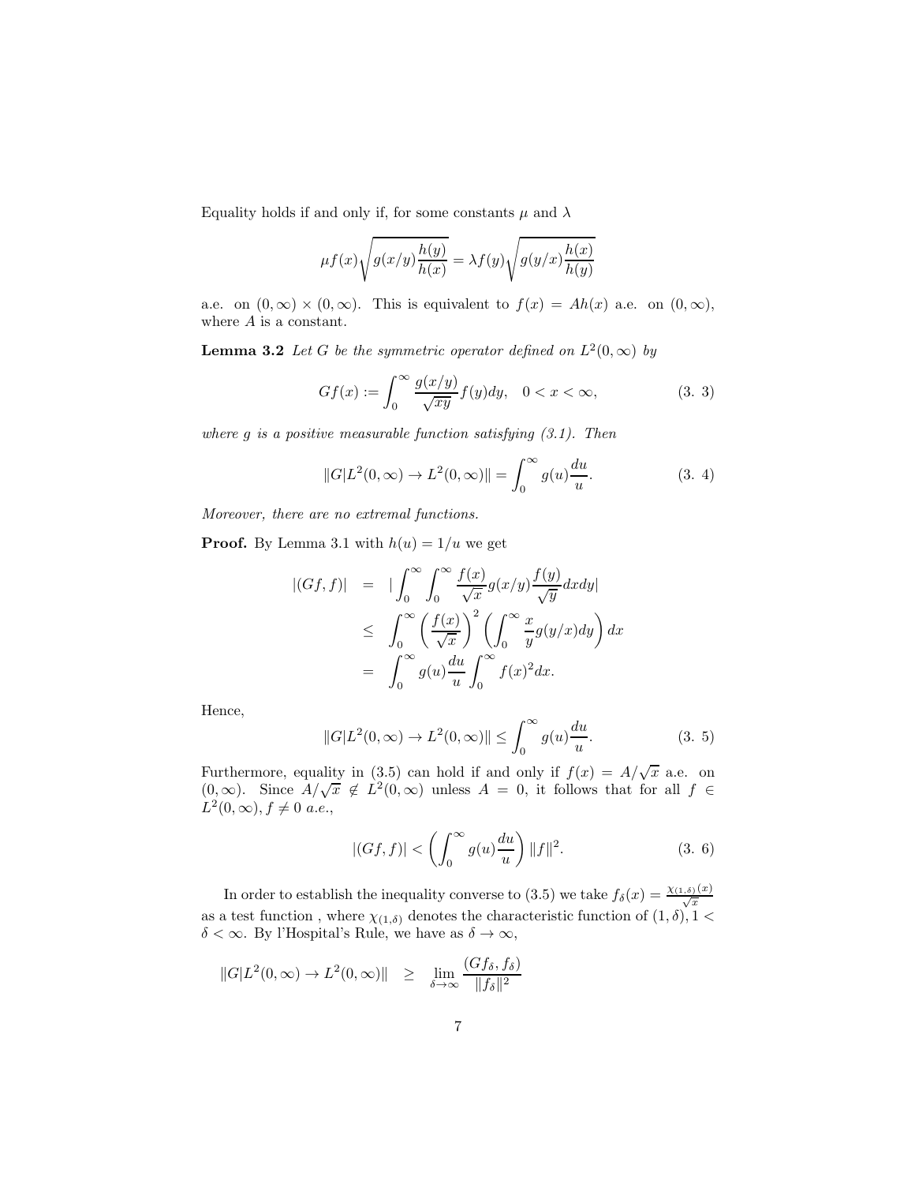Equality holds if and only if, for some constants $\mu$ and $\lambda$

$$\mu f(x)\sqrt{g(x/y)\frac{h(y)}{h(x)}} = \lambda f(y)\sqrt{g(y/x)\frac{h(x)}{h(y)}}$$

a.e. on $(0,\infty)\times(0,\infty)$. This is equivalent to $f(x) = Ah(x)$ a.e. on $(0,\infty)$, where $A$ is a constant.

**Lemma 3.2** *Let $G$ be the symmetric operator defined on $L^2(0,\infty)$ by*

$$Gf(x) := \int_0^\infty \frac{g(x/y)}{\sqrt{xy}} f(y)dy, \quad 0 < x < \infty, \tag{3. 3}$$

*where $g$ is a positive measurable function satisfying (3.1). Then*

$$\|G|L^2(0,\infty) \to L^2(0,\infty)\| = \int_0^\infty g(u)\frac{du}{u}. \tag{3. 4}$$

*Moreover, there are no extremal functions.*

**Proof.** By Lemma 3.1 with $h(u) = 1/u$ we get

$$\begin{aligned}
|(Gf,f)| &= |\int_0^\infty \int_0^\infty \frac{f(x)}{\sqrt{x}} g(x/y) \frac{f(y)}{\sqrt{y}} dxdy| \\
&\leq \int_0^\infty \left(\frac{f(x)}{\sqrt{x}}\right)^2 \left(\int_0^\infty \frac{x}{y} g(y/x)dy\right)dx \\
&= \int_0^\infty g(u)\frac{du}{u} \int_0^\infty f(x)^2 dx.
\end{aligned}$$

Hence,

$$\|G|L^2(0,\infty) \to L^2(0,\infty)\| \leq \int_0^\infty g(u)\frac{du}{u}. \tag{3. 5}$$

Furthermore, equality in (3.5) can hold if and only if $f(x) = A/\sqrt{x}$ a.e. on $(0,\infty)$. Since $A/\sqrt{x} \notin L^2(0,\infty)$ unless $A = 0$, it follows that for all $f \in L^2(0,\infty), f \neq 0$ *a.e.*,

$$|(Gf,f)| < \left(\int_0^\infty g(u)\frac{du}{u}\right)\|f\|^2. \tag{3. 6}$$

In order to establish the inequality converse to (3.5) we take $f_\delta(x) = \frac{\chi_{(1,\delta)}(x)}{\sqrt{x}}$ as a test function , where $\chi_{(1,\delta)}$ denotes the characteristic function of $(1,\delta), 1 < \delta < \infty$. By l'Hospital's Rule, we have as $\delta \to \infty$,

$$\|G|L^2(0,\infty) \to L^2(0,\infty)\| \geq \lim_{\delta\to\infty} \frac{(Gf_\delta, f_\delta)}{\|f_\delta\|^2}$$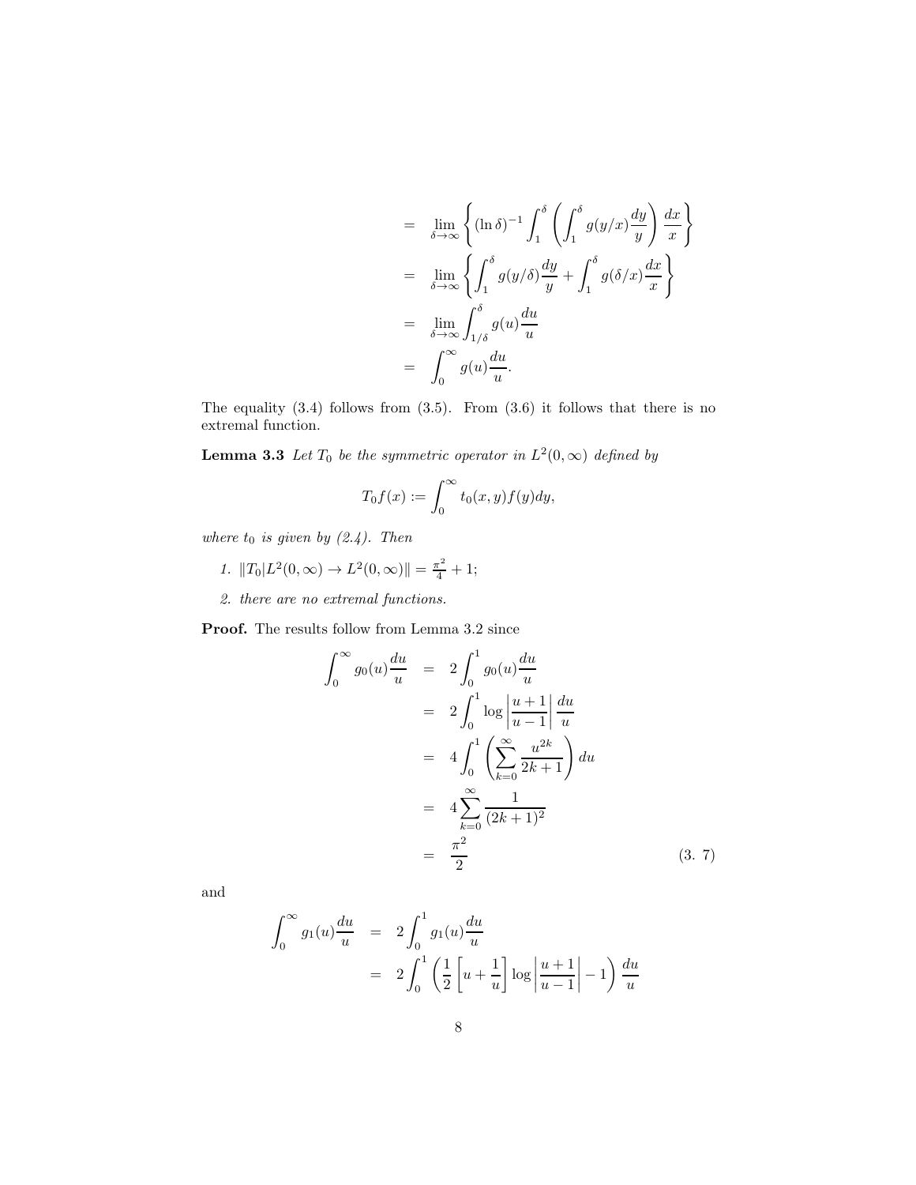$$
\begin{aligned}
&= \lim_{\delta\to\infty}\left\{(\ln\delta)^{-1}\int_1^\delta\left(\int_1^\delta g(y/x)\frac{dy}{y}\right)\frac{dx}{x}\right\} \\
&= \lim_{\delta\to\infty}\left\{\int_1^\delta g(y/\delta)\frac{dy}{y}+\int_1^\delta g(\delta/x)\frac{dx}{x}\right\} \\
&= \lim_{\delta\to\infty}\int_{1/\delta}^\delta g(u)\frac{du}{u} \\
&= \int_0^\infty g(u)\frac{du}{u}.
\end{aligned}
$$

The equality (3.4) follows from (3.5). From (3.6) it follows that there is no extremal function.

**Lemma 3.3** *Let $T_0$ be the symmetric operator in $L^2(0,\infty)$ defined by*

$$
T_0f(x) := \int_0^\infty t_0(x,y)f(y)dy,
$$

*where $t_0$ is given by (2.4). Then*

1. *$\|T_0|L^2(0,\infty)\to L^2(0,\infty)\| = \frac{\pi^2}{4}+1$;*
2. *there are no extremal functions.*

**Proof.** The results follow from Lemma 3.2 since

$$
\begin{aligned}
\int_0^\infty g_0(u)\frac{du}{u} &= 2\int_0^1 g_0(u)\frac{du}{u} \\
&= 2\int_0^1 \log\left|\frac{u+1}{u-1}\right|\frac{du}{u} \\
&= 4\int_0^1\left(\sum_{k=0}^\infty\frac{u^{2k}}{2k+1}\right)du \\
&= 4\sum_{k=0}^\infty\frac{1}{(2k+1)^2} \\
&= \frac{\pi^2}{2} \qquad (3.7)
\end{aligned}
$$

and

$$
\begin{aligned}
\int_0^\infty g_1(u)\frac{du}{u} &= 2\int_0^1 g_1(u)\frac{du}{u} \\
&= 2\int_0^1\left(\frac{1}{2}\left[u+\frac{1}{u}\right]\log\left|\frac{u+1}{u-1}\right|-1\right)\frac{du}{u}
\end{aligned}
$$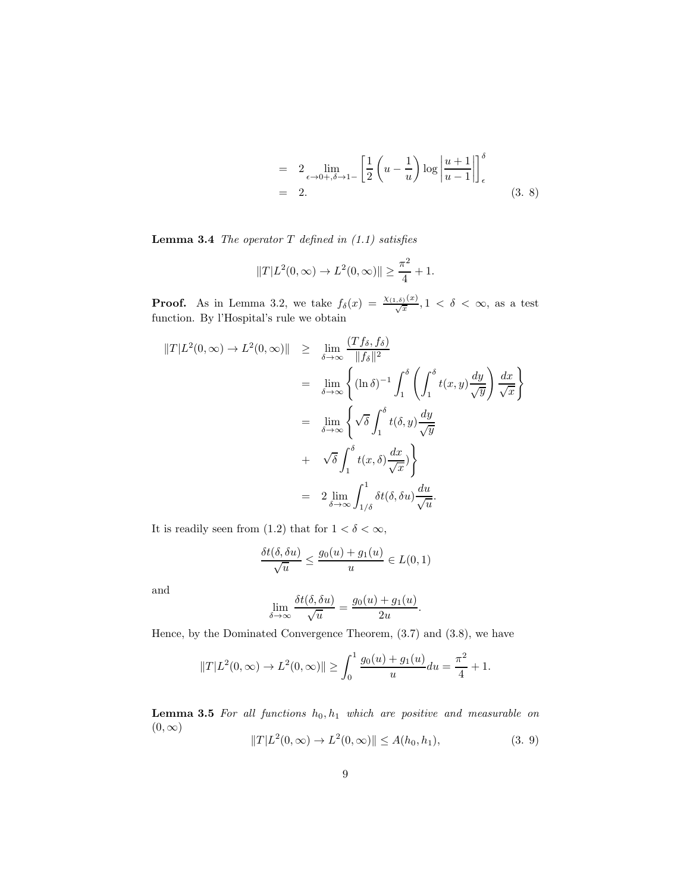$$
\begin{aligned}
&= 2 \lim_{\epsilon \to 0+, \delta \to 1-} \left[ \frac{1}{2} \left( u - \frac{1}{u} \right) \log \left| \frac{u+1}{u-1} \right| \right]_{\epsilon}^{\delta} \\
&= 2. \qquad (3.\ 8)
\end{aligned}
$$

**Lemma 3.4** *The operator $T$ defined in (1.1) satisfies*

$$
\|T|L^2(0,\infty) \to L^2(0,\infty)\| \geq \frac{\pi^2}{4} + 1.
$$

**Proof.** As in Lemma 3.2, we take $f_\delta(x) = \frac{\chi_{(1,\delta)}(x)}{\sqrt{x}}, 1 < \delta < \infty$, as a test function. By l'Hospital's rule we obtain

$$
\begin{aligned}
\|T|L^2(0,\infty) \to L^2(0,\infty)\| &\geq \lim_{\delta \to \infty} \frac{(Tf_\delta, f_\delta)}{\|f_\delta\|^2} \\
&= \lim_{\delta \to \infty} \left\{ (\ln \delta)^{-1} \int_1^\delta \left( \int_1^\delta t(x,y) \frac{dy}{\sqrt{y}} \right) \frac{dx}{\sqrt{x}} \right\} \\
&= \lim_{\delta \to \infty} \left\{ \sqrt{\delta} \int_1^\delta t(\delta, y) \frac{dy}{\sqrt{y}} \right. \\
&+ \left. \sqrt{\delta} \int_1^\delta t(x,\delta) \frac{dx}{\sqrt{x}}) \right\} \\
&= 2 \lim_{\delta \to \infty} \int_{1/\delta}^1 \delta t(\delta, \delta u) \frac{du}{\sqrt{u}}.
\end{aligned}
$$

It is readily seen from (1.2) that for $1 < \delta < \infty$,

$$
\frac{\delta t(\delta, \delta u)}{\sqrt{u}} \leq \frac{g_0(u) + g_1(u)}{u} \in L(0,1)
$$

and

$$
\lim_{\delta \to \infty} \frac{\delta t(\delta, \delta u)}{\sqrt{u}} = \frac{g_0(u) + g_1(u)}{2u}.
$$

Hence, by the Dominated Convergence Theorem, (3.7) and (3.8), we have

$$
\|T|L^2(0,\infty) \to L^2(0,\infty)\| \geq \int_0^1 \frac{g_0(u) + g_1(u)}{u} du = \frac{\pi^2}{4} + 1.
$$

**Lemma 3.5** *For all functions $h_0, h_1$ which are positive and measurable on $(0,\infty)$*

$$
\|T|L^2(0,\infty) \to L^2(0,\infty)\| \leq A(h_0, h_1), \qquad (3.\ 9)
$$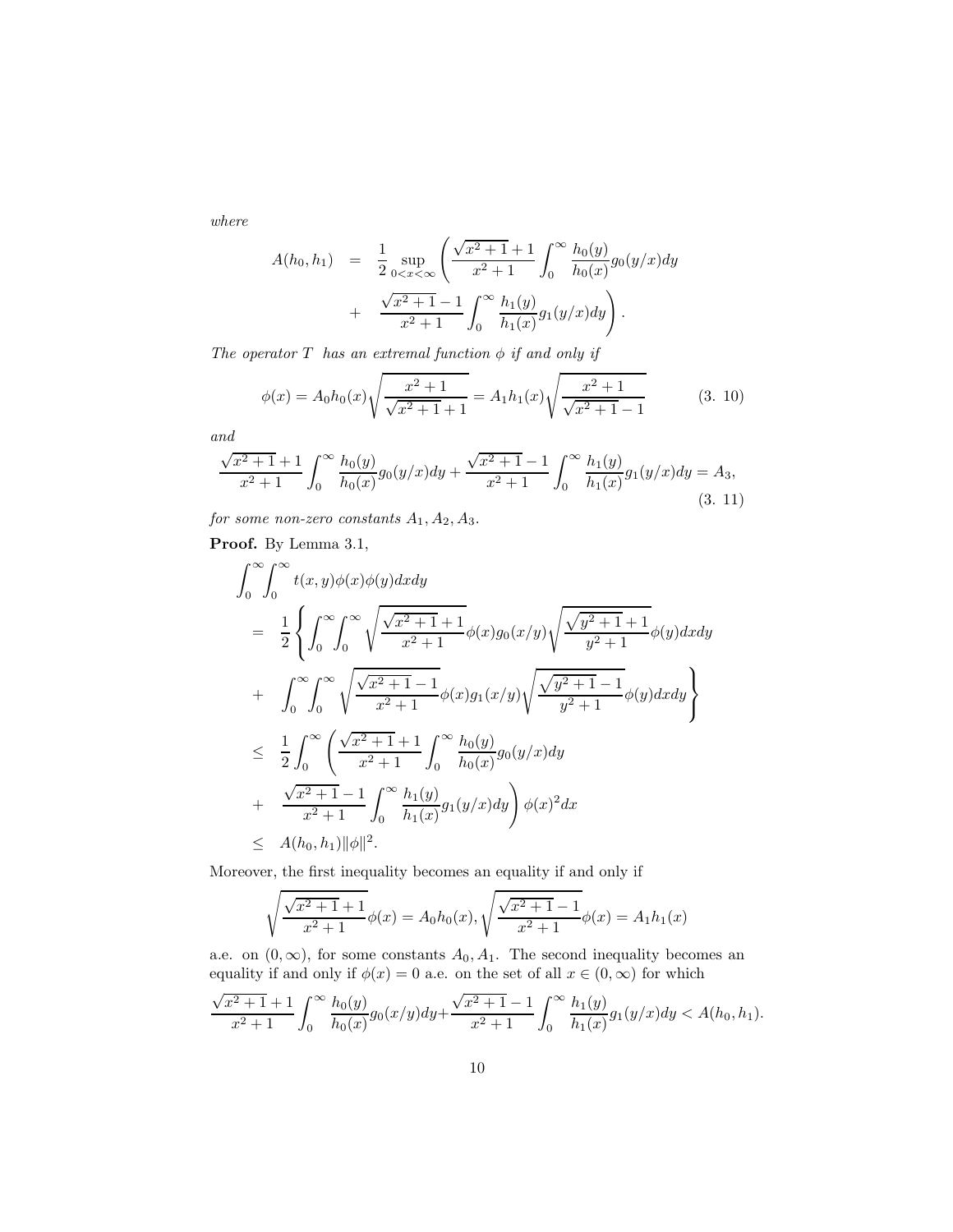*where*

$$
\begin{aligned}
A(h_0, h_1) &= \frac{1}{2} \sup_{0<x<\infty} \left( \frac{\sqrt{x^2+1}+1}{x^2+1} \int_0^\infty \frac{h_0(y)}{h_0(x)} g_0(y/x) dy \right. \\
&+ \left. \frac{\sqrt{x^2+1}-1}{x^2+1} \int_0^\infty \frac{h_1(y)}{h_1(x)} g_1(y/x) dy \right).
\end{aligned}
$$

*The operator $T$ has an extremal function $\phi$ if and only if*

$$
\phi(x) = A_0 h_0(x) \sqrt{\frac{x^2+1}{\sqrt{x^2+1}+1}} = A_1 h_1(x) \sqrt{\frac{x^2+1}{\sqrt{x^2+1}-1}} \tag{3. 10}
$$

*and*

$$
\frac{\sqrt{x^2+1}+1}{x^2+1} \int_0^\infty \frac{h_0(y)}{h_0(x)} g_0(y/x) dy + \frac{\sqrt{x^2+1}-1}{x^2+1} \int_0^\infty \frac{h_1(y)}{h_1(x)} g_1(y/x) dy = A_3, \tag{3. 11}
$$

*for some non-zero constants $A_1, A_2, A_3$.*

**Proof.** By Lemma 3.1,

$$
\begin{aligned}
&\int_0^\infty \int_0^\infty t(x,y) \phi(x) \phi(y) dx dy \\
&= \frac{1}{2} \left\{ \int_0^\infty \int_0^\infty \sqrt{\frac{\sqrt{x^2+1}+1}{x^2+1}} \phi(x) g_0(x/y) \sqrt{\frac{\sqrt{y^2+1}+1}{y^2+1}} \phi(y) dx dy \right. \\
&+ \left. \int_0^\infty \int_0^\infty \sqrt{\frac{\sqrt{x^2+1}-1}{x^2+1}} \phi(x) g_1(x/y) \sqrt{\frac{\sqrt{y^2+1}-1}{y^2+1}} \phi(y) dx dy \right\} \\
&\le \frac{1}{2} \int_0^\infty \left( \frac{\sqrt{x^2+1}+1}{x^2+1} \int_0^\infty \frac{h_0(y)}{h_0(x)} g_0(y/x) dy \right. \\
&+ \left. \frac{\sqrt{x^2+1}-1}{x^2+1} \int_0^\infty \frac{h_1(y)}{h_1(x)} g_1(y/x) dy \right) \phi(x)^2 dx \\
&\le A(h_0, h_1) \|\phi\|^2.
\end{aligned}
$$

Moreover, the first inequality becomes an equality if and only if

$$
\sqrt{\frac{\sqrt{x^2+1}+1}{x^2+1}} \phi(x) = A_0 h_0(x), \sqrt{\frac{\sqrt{x^2+1}-1}{x^2+1}} \phi(x) = A_1 h_1(x)
$$

a.e. on $(0, \infty)$, for some constants $A_0, A_1$. The second inequality becomes an equality if and only if $\phi(x) = 0$ a.e. on the set of all $x \in (0, \infty)$ for which

$$
\frac{\sqrt{x^2+1}+1}{x^2+1} \int_0^\infty \frac{h_0(y)}{h_0(x)} g_0(x/y) dy + \frac{\sqrt{x^2+1}-1}{x^2+1} \int_0^\infty \frac{h_1(y)}{h_1(x)} g_1(y/x) dy < A(h_0, h_1).
$$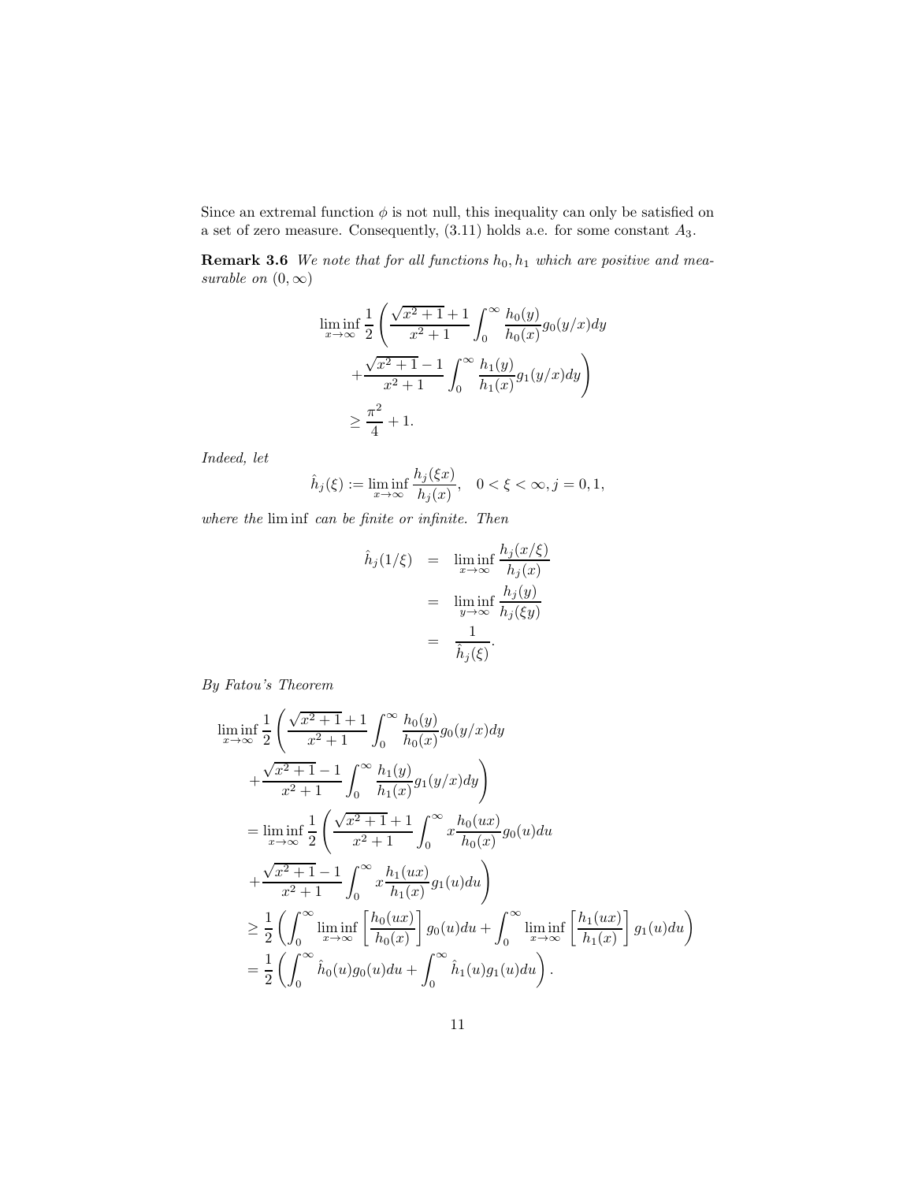Since an extremal function $\phi$ is not null, this inequality can only be satisfied on a set of zero measure. Consequently, (3.11) holds a.e. for some constant $A_3$.

**Remark 3.6** *We note that for all functions $h_0, h_1$ which are positive and measurable on $(0, \infty)$*

$$
\begin{aligned}
&\liminf_{x\to\infty} \frac{1}{2}\left(\frac{\sqrt{x^2+1}+1}{x^2+1}\int_0^\infty \frac{h_0(y)}{h_0(x)} g_0(y/x)dy \right.\\
&\left. + \frac{\sqrt{x^2+1}-1}{x^2+1}\int_0^\infty \frac{h_1(y)}{h_1(x)} g_1(y/x)dy\right)\\
&\geq \frac{\pi^2}{4}+1.
\end{aligned}
$$

*Indeed, let*

$$
\hat{h}_j(\xi) := \liminf_{x\to\infty} \frac{h_j(\xi x)}{h_j(x)}, \quad 0<\xi<\infty, j=0,1,
$$

*where the* $\liminf$ *can be finite or infinite. Then*

$$
\begin{aligned}
\hat{h}_j(1/\xi) &= \liminf_{x\to\infty} \frac{h_j(x/\xi)}{h_j(x)}\\
&= \liminf_{y\to\infty} \frac{h_j(y)}{h_j(\xi y)}\\
&= \frac{1}{\hat{h}_j(\xi)}.
\end{aligned}
$$

*By Fatou's Theorem*

$$
\begin{aligned}
&\liminf_{x\to\infty} \frac{1}{2}\left(\frac{\sqrt{x^2+1}+1}{x^2+1}\int_0^\infty \frac{h_0(y)}{h_0(x)} g_0(y/x)dy \right.\\
&\left. + \frac{\sqrt{x^2+1}-1}{x^2+1}\int_0^\infty \frac{h_1(y)}{h_1(x)} g_1(y/x)dy\right)\\
&= \liminf_{x\to\infty} \frac{1}{2}\left(\frac{\sqrt{x^2+1}+1}{x^2+1}\int_0^\infty x\frac{h_0(ux)}{h_0(x)} g_0(u)du \right.\\
&\left. + \frac{\sqrt{x^2+1}-1}{x^2+1}\int_0^\infty x\frac{h_1(ux)}{h_1(x)} g_1(u)du\right)\\
&\geq \frac{1}{2}\left(\int_0^\infty \liminf_{x\to\infty}\left[\frac{h_0(ux)}{h_0(x)}\right] g_0(u)du + \int_0^\infty \liminf_{x\to\infty}\left[\frac{h_1(ux)}{h_1(x)}\right] g_1(u)du\right)\\
&= \frac{1}{2}\left(\int_0^\infty \hat{h}_0(u)g_0(u)du + \int_0^\infty \hat{h}_1(u)g_1(u)du\right).
\end{aligned}
$$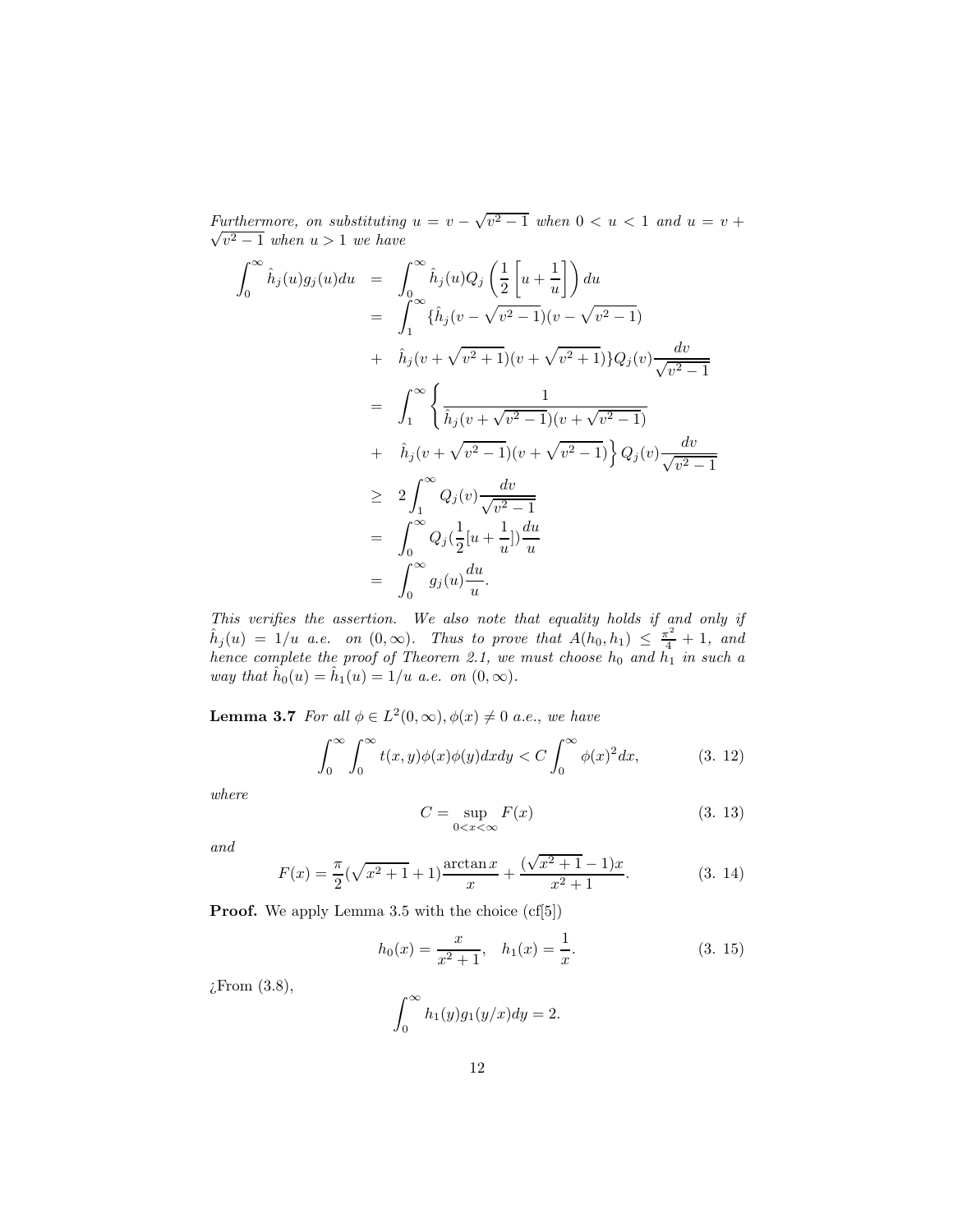*Furthermore, on substituting $u = v - \sqrt{v^2-1}$ when $0 < u < 1$ and $u = v + \sqrt{v^2-1}$ when $u > 1$ we have*

$$
\begin{aligned}
\int_0^\infty \hat{h}_j(u) g_j(u) du &= \int_0^\infty \hat{h}_j(u) Q_j\left(\frac{1}{2}\left[u + \frac{1}{u}\right]\right) du \\
&= \int_1^\infty \{\hat{h}_j(v - \sqrt{v^2-1})(v - \sqrt{v^2-1}) \\
&+ \hat{h}_j(v + \sqrt{v^2+1})(v + \sqrt{v^2+1})\} Q_j(v) \frac{dv}{\sqrt{v^2-1}} \\
&= \int_1^\infty \left\{ \frac{1}{\hat{h}_j(v + \sqrt{v^2-1})(v + \sqrt{v^2-1})} \right. \\
&+ \left. \hat{h}_j(v + \sqrt{v^2-1})(v + \sqrt{v^2-1}) \right\} Q_j(v) \frac{dv}{\sqrt{v^2-1}} \\
&\geq 2 \int_1^\infty Q_j(v) \frac{dv}{\sqrt{v^2-1}} \\
&= \int_0^\infty Q_j(\frac{1}{2}[u + \frac{1}{u}]) \frac{du}{u} \\
&= \int_0^\infty g_j(u) \frac{du}{u}.
\end{aligned}
$$

*This verifies the assertion. We also note that equality holds if and only if $\hat{h}_j(u) = 1/u$ a.e. on $(0, \infty)$. Thus to prove that $A(h_0, h_1) \leq \frac{\pi^2}{4} + 1$, and hence complete the proof of Theorem 2.1, we must choose $h_0$ and $h_1$ in such a way that $\hat{h}_0(u) = \hat{h}_1(u) = 1/u$ a.e. on $(0, \infty)$.*

**Lemma 3.7** *For all $\phi \in L^2(0, \infty), \phi(x) \neq 0$ a.e., we have*

$$
\int_0^\infty \int_0^\infty t(x, y) \phi(x) \phi(y) dx dy < C \int_0^\infty \phi(x)^2 dx, \tag{3. 12}
$$

*where*

$$
C = \sup_{0 < x < \infty} F(x) \tag{3. 13}
$$

*and*

$$
F(x) = \frac{\pi}{2}(\sqrt{x^2+1} + 1) \frac{\arctan x}{x} + \frac{(\sqrt{x^2+1} - 1)x}{x^2+1}. \tag{3. 14}
$$

**Proof.** We apply Lemma 3.5 with the choice (cf[5])

$$
h_0(x) = \frac{x}{x^2+1}, \quad h_1(x) = \frac{1}{x}. \tag{3. 15}
$$

¿From (3.8),

$$
\int_0^\infty h_1(y) g_1(y/x) dy = 2.
$$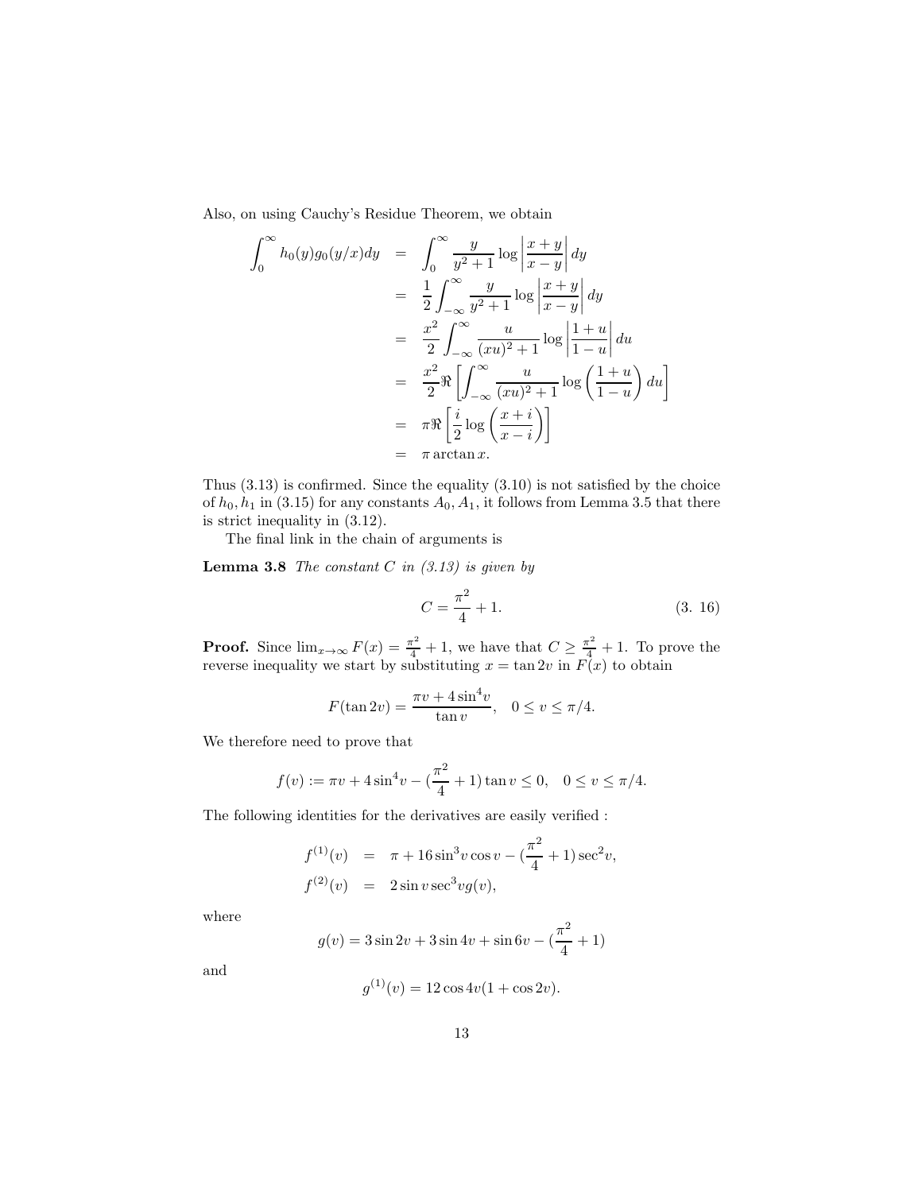Also, on using Cauchy's Residue Theorem, we obtain

$$
\begin{aligned}
\int_0^\infty h_0(y) g_0(y/x) dy &= \int_0^\infty \frac{y}{y^2+1} \log\left|\frac{x+y}{x-y}\right| dy \\
&= \frac{1}{2}\int_{-\infty}^\infty \frac{y}{y^2+1} \log\left|\frac{x+y}{x-y}\right| dy \\
&= \frac{x^2}{2}\int_{-\infty}^\infty \frac{u}{(xu)^2+1} \log\left|\frac{1+u}{1-u}\right| du \\
&= \frac{x^2}{2}\Re\left[\int_{-\infty}^\infty \frac{u}{(xu)^2+1} \log\left(\frac{1+u}{1-u}\right) du\right] \\
&= \pi \Re\left[\frac{i}{2}\log\left(\frac{x+i}{x-i}\right)\right] \\
&= \pi \arctan x.
\end{aligned}
$$

Thus (3.13) is confirmed. Since the equality (3.10) is not satisfied by the choice of $h_0, h_1$ in (3.15) for any constants $A_0, A_1$, it follows from Lemma 3.5 that there is strict inequality in (3.12).

The final link in the chain of arguments is

**Lemma 3.8** *The constant $C$ in (3.13) is given by*

$$
C = \frac{\pi^2}{4} + 1. \tag{3. 16}
$$

**Proof.** Since $\lim_{x\to\infty} F(x) = \frac{\pi^2}{4} + 1$, we have that $C \geq \frac{\pi^2}{4} + 1$. To prove the reverse inequality we start by substituting $x = \tan 2v$ in $F(x)$ to obtain

$$
F(\tan 2v) = \frac{\pi v + 4\sin^4 v}{\tan v}, \quad 0 \leq v \leq \pi/4.
$$

We therefore need to prove that

$$
f(v) := \pi v + 4\sin^4 v - (\frac{\pi^2}{4} + 1)\tan v \leq 0, \quad 0 \leq v \leq \pi/4.
$$

The following identities for the derivatives are easily verified :

$$
\begin{aligned}
f^{(1)}(v) &= \pi + 16\sin^3 v \cos v - (\frac{\pi^2}{4} + 1)\sec^2 v, \\
f^{(2)}(v) &= 2\sin v \sec^3 v g(v),
\end{aligned}
$$

where

$$
g(v) = 3\sin 2v + 3\sin 4v + \sin 6v - (\frac{\pi^2}{4} + 1)
$$

and

$$
g^{(1)}(v) = 12\cos 4v(1 + \cos 2v).
$$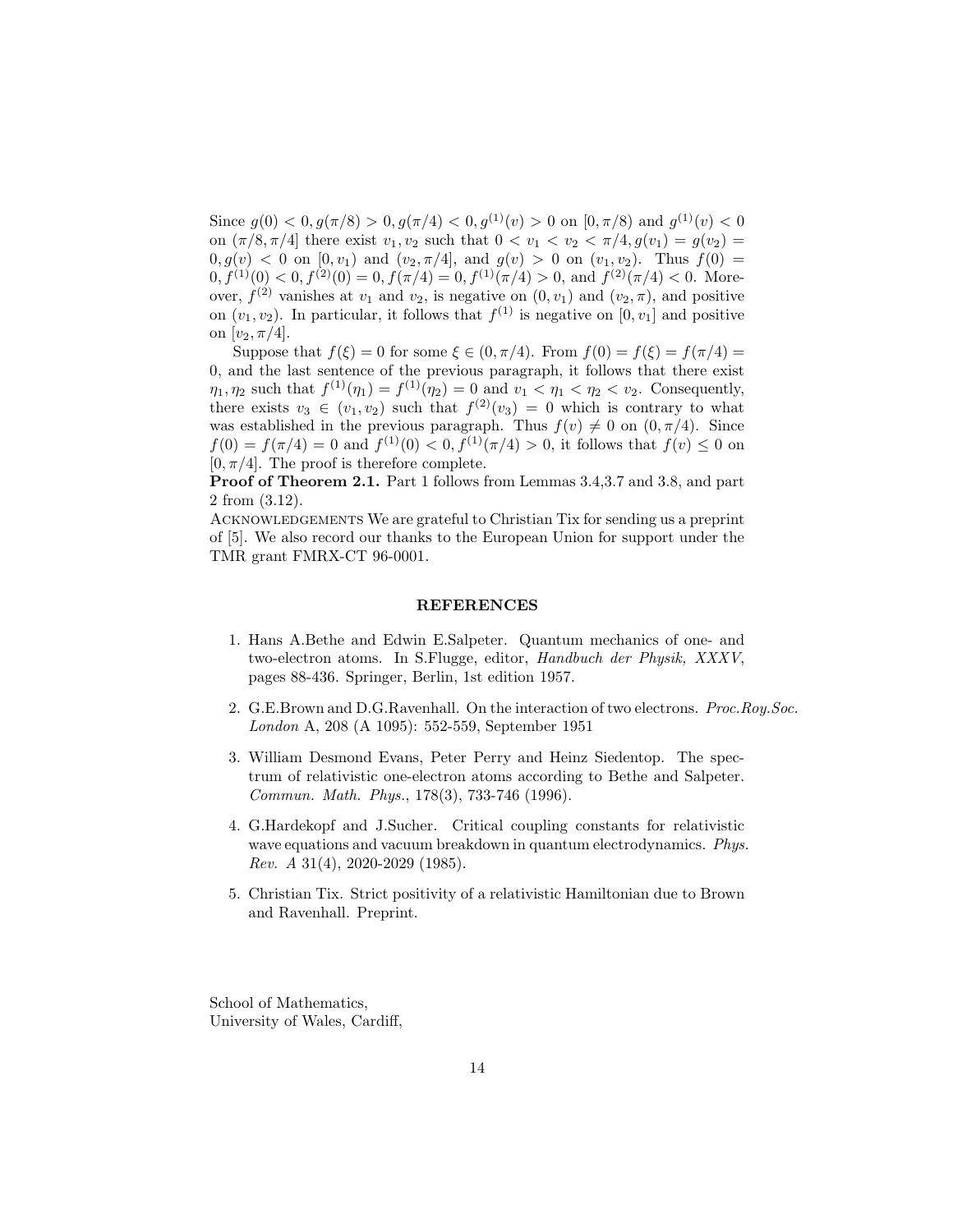Since $g(0) < 0, g(\pi/8) > 0, g(\pi/4) < 0, g^{(1)}(v) > 0$ on $[0, \pi/8)$ and $g^{(1)}(v) < 0$ on $(\pi/8, \pi/4]$ there exist $v_1, v_2$ such that $0 < v_1 < v_2 < \pi/4, g(v_1) = g(v_2) = 0, g(v) < 0$ on $[0, v_1)$ and $(v_2, \pi/4]$, and $g(v) > 0$ on $(v_1, v_2)$. Thus $f(0) = 0, f^{(1)}(0) < 0, f^{(2)}(0) = 0, f(\pi/4) = 0, f^{(1)}(\pi/4) > 0$, and $f^{(2)}(\pi/4) < 0$. Moreover, $f^{(2)}$ vanishes at $v_1$ and $v_2$, is negative on $(0, v_1)$ and $(v_2, \pi)$, and positive on $(v_1, v_2)$. In particular, it follows that $f^{(1)}$ is negative on $[0, v_1]$ and positive on $[v_2, \pi/4]$.

Suppose that $f(\xi) = 0$ for some $\xi \in (0, \pi/4)$. From $f(0) = f(\xi) = f(\pi/4) = 0$, and the last sentence of the previous paragraph, it follows that there exist $\eta_1, \eta_2$ such that $f^{(1)}(\eta_1) = f^{(1)}(\eta_2) = 0$ and $v_1 < \eta_1 < \eta_2 < v_2$. Consequently, there exists $v_3 \in (v_1, v_2)$ such that $f^{(2)}(v_3) = 0$ which is contrary to what was established in the previous paragraph. Thus $f(v) \neq 0$ on $(0, \pi/4)$. Since $f(0) = f(\pi/4) = 0$ and $f^{(1)}(0) < 0, f^{(1)}(\pi/4) > 0$, it follows that $f(v) \leq 0$ on $[0, \pi/4]$. The proof is therefore complete.

**Proof of Theorem 2.1.** Part 1 follows from Lemmas 3.4,3.7 and 3.8, and part 2 from (3.12).

Acknowledgements We are grateful to Christian Tix for sending us a preprint of [5]. We also record our thanks to the European Union for support under the TMR grant FMRX-CT 96-0001.

## REFERENCES

1. Hans A.Bethe and Edwin E.Salpeter. Quantum mechanics of one- and two-electron atoms. In S.Flugge, editor, *Handbuch der Physik, XXXV*, pages 88-436. Springer, Berlin, 1st edition 1957.
2. G.E.Brown and D.G.Ravenhall. On the interaction of two electrons. *Proc.Roy.Soc. London* A, 208 (A 1095): 552-559, September 1951
3. William Desmond Evans, Peter Perry and Heinz Siedentop. The spectrum of relativistic one-electron atoms according to Bethe and Salpeter. *Commun. Math. Phys.*, 178(3), 733-746 (1996).
4. G.Hardekopf and J.Sucher. Critical coupling constants for relativistic wave equations and vacuum breakdown in quantum electrodynamics. *Phys. Rev. A* 31(4), 2020-2029 (1985).
5. Christian Tix. Strict positivity of a relativistic Hamiltonian due to Brown and Ravenhall. Preprint.

School of Mathematics,
University of Wales, Cardiff,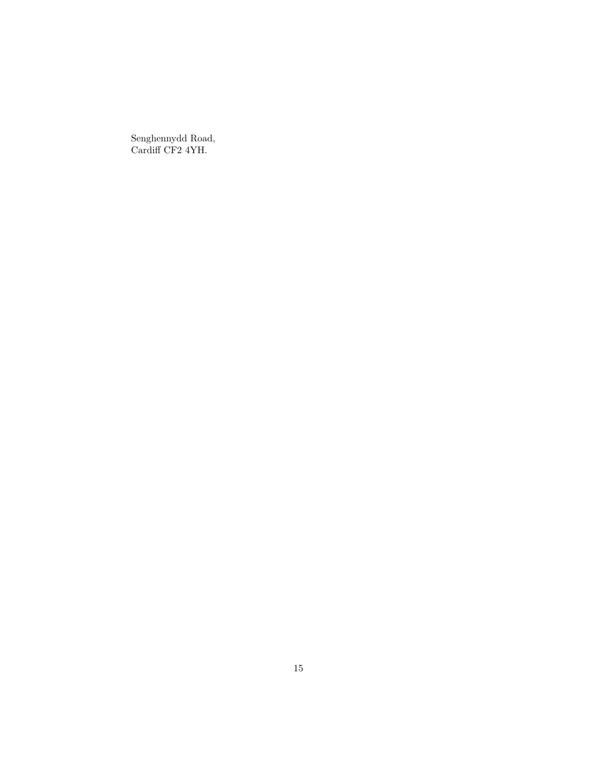Senghennydd Road,
Cardiff CF2 4YH.